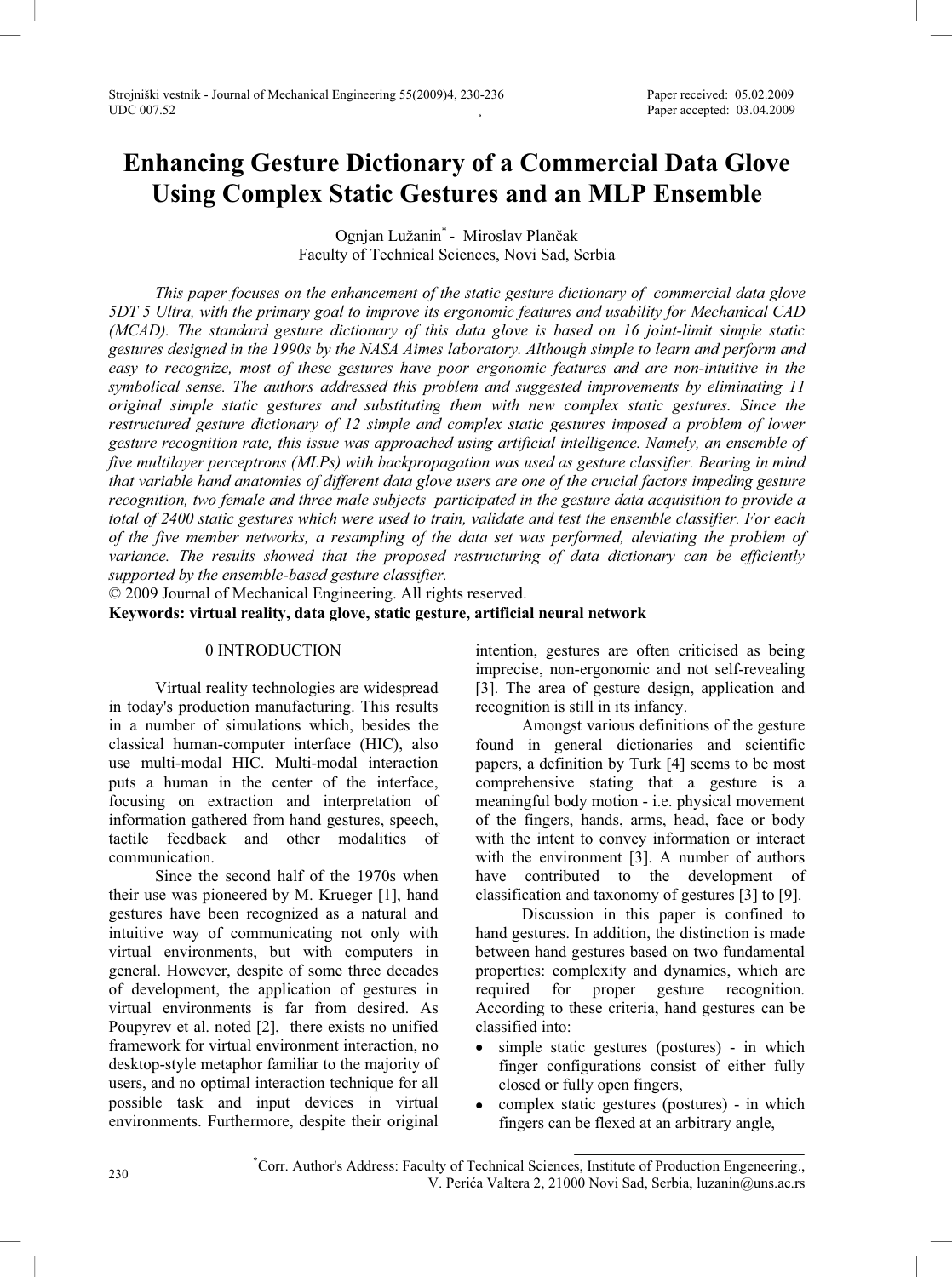# Enhancing Gesture Dictionary of a Commercial Data Glove Using Complex Static Gestures and an MLP Ensemble

Ognjan Lužanin* - Miroslav Plančak
Faculty of Technical Sciences, Novi Sad, Serbia

*This paper focuses on the enhancement of the static gesture dictionary of commercial data glove 5DT 5 Ultra, with the primary goal to improve its ergonomic features and usability for Mechanical CAD (MCAD). The standard gesture dictionary of this data glove is based on 16 joint-limit simple static gestures designed in the 1990s by the NASA Aimes laboratory. Although simple to learn and perform and easy to recognize, most of these gestures have poor ergonomic features and are non-intuitive in the symbolical sense. The authors addressed this problem and suggested improvements by eliminating 11 original simple static gestures and substituting them with new complex static gestures. Since the restructured gesture dictionary of 12 simple and complex static gestures imposed a problem of lower gesture recognition rate, this issue was approached using artificial intelligence. Namely, an ensemble of five multilayer perceptrons (MLPs) with backpropagation was used as gesture classifier. Bearing in mind that variable hand anatomies of different data glove users are one of the crucial factors impeding gesture recognition, two female and three male subjects participated in the gesture data acquisition to provide a total of 2400 static gestures which were used to train, validate and test the ensemble classifier. For each of the five member networks, a resampling of the data set was performed, aleviating the problem of variance. The results showed that the proposed restructuring of data dictionary can be efficiently supported by the ensemble-based gesture classifier.*

© 2009 Journal of Mechanical Engineering. All rights reserved.

**Keywords: virtual reality, data glove, static gesture, artificial neural network**

## 0 INTRODUCTION

Virtual reality technologies are widespread in today's production manufacturing. This results in a number of simulations which, besides the classical human-computer interface (HIC), also use multi-modal HIC. Multi-modal interaction puts a human in the center of the interface, focusing on extraction and interpretation of information gathered from hand gestures, speech, tactile feedback and other modalities of communication.

Since the second half of the 1970s when their use was pioneered by M. Krueger [1], hand gestures have been recognized as a natural and intuitive way of communicating not only with virtual environments, but with computers in general. However, despite of some three decades of development, the application of gestures in virtual environments is far from desired. As Poupyrev et al. noted [2], there exists no unified framework for virtual environment interaction, no desktop-style metaphor familiar to the majority of users, and no optimal interaction technique for all possible task and input devices in virtual environments. Furthermore, despite their original intention, gestures are often criticised as being imprecise, non-ergonomic and not self-revealing [3]. The area of gesture design, application and recognition is still in its infancy.

Amongst various definitions of the gesture found in general dictionaries and scientific papers, a definition by Turk [4] seems to be most comprehensive stating that a gesture is a meaningful body motion - i.e. physical movement of the fingers, hands, arms, head, face or body with the intent to convey information or interact with the environment [3]. A number of authors have contributed to the development of classification and taxonomy of gestures [3] to [9].

Discussion in this paper is confined to hand gestures. In addition, the distinction is made between hand gestures based on two fundamental properties: complexity and dynamics, which are required for proper gesture recognition. According to these criteria, hand gestures can be classified into:

- simple static gestures (postures) - in which finger configurations consist of either fully closed or fully open fingers,
- complex static gestures (postures) - in which fingers can be flexed at an arbitrary angle,

*Corr. Author's Address: Faculty of Technical Sciences, Institute of Production Engeneering., V. Perića Valtera 2, 21000 Novi Sad, Serbia, luzanin@uns.ac.rs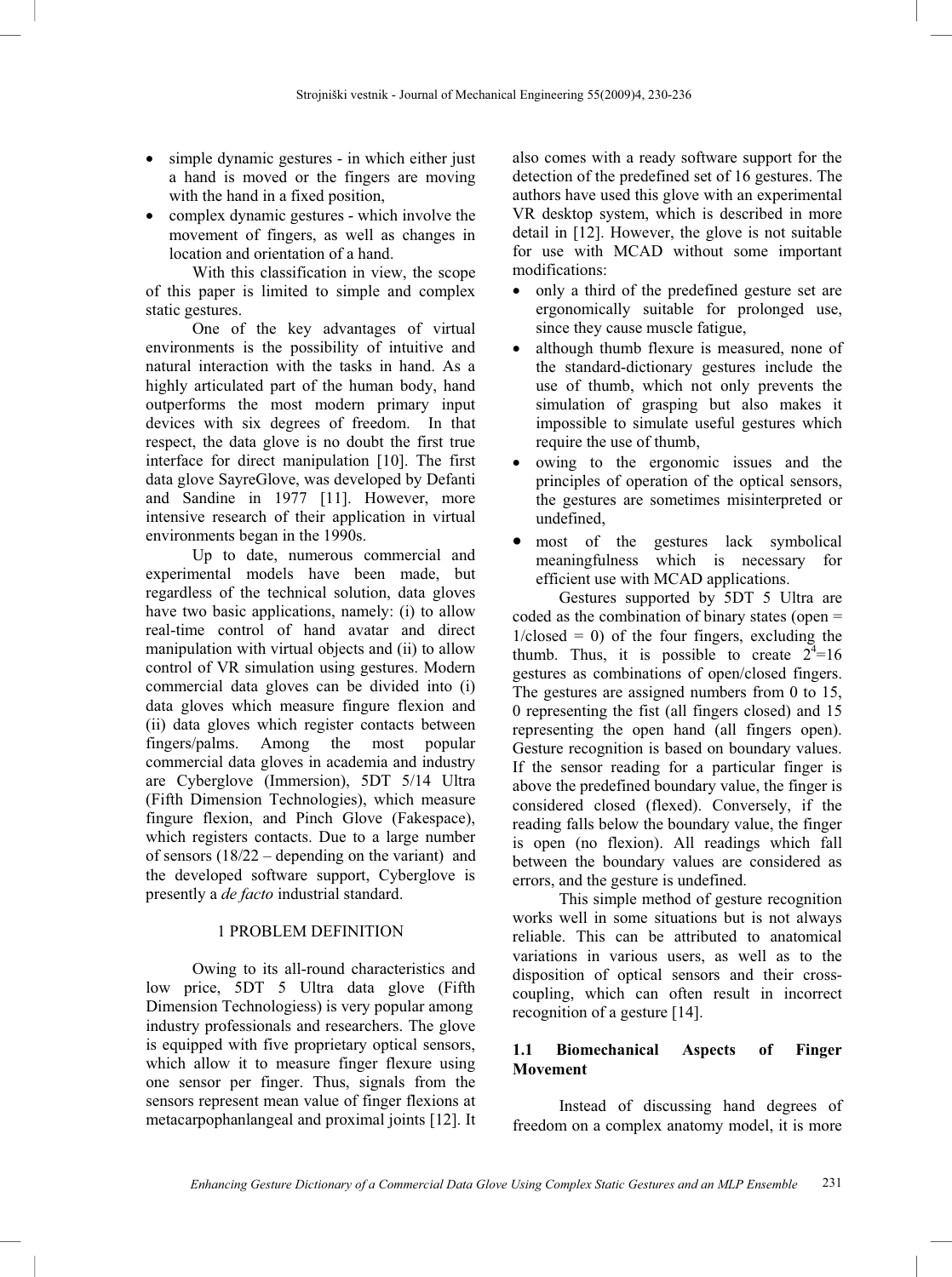- simple dynamic gestures - in which either just a hand is moved or the fingers are moving with the hand in a fixed position,
- complex dynamic gestures - which involve the movement of fingers, as well as changes in location and orientation of a hand.

With this classification in view, the scope of this paper is limited to simple and complex static gestures.

One of the key advantages of virtual environments is the possibility of intuitive and natural interaction with the tasks in hand. As a highly articulated part of the human body, hand outperforms the most modern primary input devices with six degrees of freedom. In that respect, the data glove is no doubt the first true interface for direct manipulation [10]. The first data glove SayreGlove, was developed by Defanti and Sandine in 1977 [11]. However, more intensive research of their application in virtual environments began in the 1990s.

Up to date, numerous commercial and experimental models have been made, but regardless of the technical solution, data gloves have two basic applications, namely: (i) to allow real-time control of hand avatar and direct manipulation with virtual objects and (ii) to allow control of VR simulation using gestures. Modern commercial data gloves can be divided into (i) data gloves which measure fingure flexion and (ii) data gloves which register contacts between fingers/palms. Among the most popular commercial data gloves in academia and industry are Cyberglove (Immersion), 5DT 5/14 Ultra (Fifth Dimension Technologies), which measure fingure flexion, and Pinch Glove (Fakespace), which registers contacts. Due to a large number of sensors (18/22 – depending on the variant) and the developed software support, Cyberglove is presently a *de facto* industrial standard.

## 1 PROBLEM DEFINITION

Owing to its all-round characteristics and low price, 5DT 5 Ultra data glove (Fifth Dimension Technologiess) is very popular among industry professionals and researchers. The glove is equipped with five proprietary optical sensors, which allow it to measure finger flexure using one sensor per finger. Thus, signals from the sensors represent mean value of finger flexions at metacarpophanlangeal and proximal joints [12]. It also comes with a ready software support for the detection of the predefined set of 16 gestures. The authors have used this glove with an experimental VR desktop system, which is described in more detail in [12]. However, the glove is not suitable for use with MCAD without some important modifications:

- only a third of the predefined gesture set are ergonomically suitable for prolonged use, since they cause muscle fatigue,
- although thumb flexure is measured, none of the standard-dictionary gestures include the use of thumb, which not only prevents the simulation of grasping but also makes it impossible to simulate useful gestures which require the use of thumb,
- owing to the ergonomic issues and the principles of operation of the optical sensors, the gestures are sometimes misinterpreted or undefined,
- most of the gestures lack symbolical meaningfulness which is necessary for efficient use with MCAD applications.

Gestures supported by 5DT 5 Ultra are coded as the combination of binary states (open = 1/closed = 0) of the four fingers, excluding the thumb. Thus, it is possible to create $2^4$=16 gestures as combinations of open/closed fingers. The gestures are assigned numbers from 0 to 15, 0 representing the fist (all fingers closed) and 15 representing the open hand (all fingers open). Gesture recognition is based on boundary values. If the sensor reading for a particular finger is above the predefined boundary value, the finger is considered closed (flexed). Conversely, if the reading falls below the boundary value, the finger is open (no flexion). All readings which fall between the boundary values are considered as errors, and the gesture is undefined.

This simple method of gesture recognition works well in some situations but is not always reliable. This can be attributed to anatomical variations in various users, as well as to the disposition of optical sensors and their cross-coupling, which can often result in incorrect recognition of a gesture [14].

### 1.1 Biomechanical Aspects of Finger Movement

Instead of discussing hand degrees of freedom on a complex anatomy model, it is more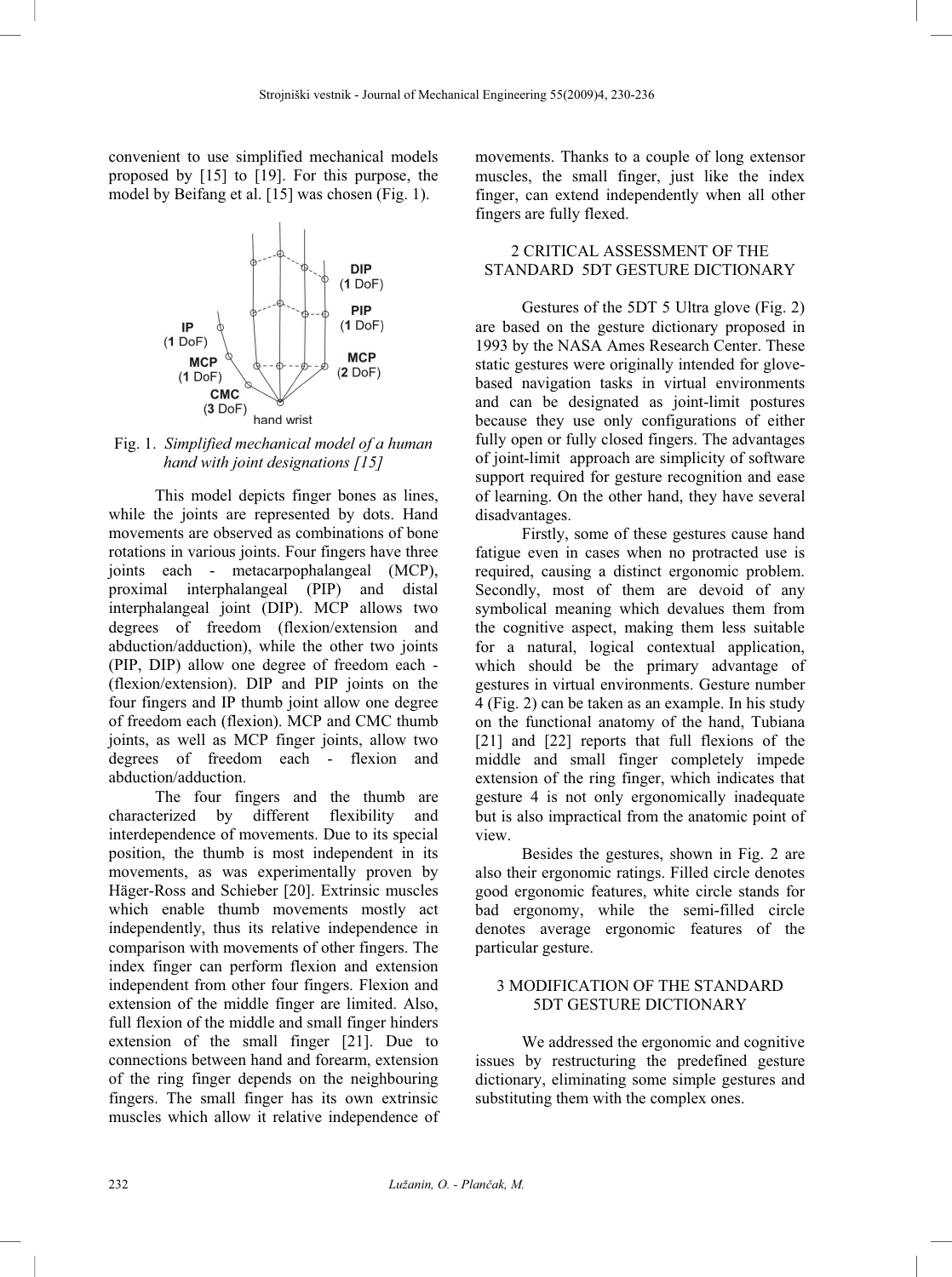convenient to use simplified mechanical models proposed by [15] to [19]. For this purpose, the model by Beifang et al. [15] was chosen (Fig. 1).

Fig. 1. *Simplified mechanical model of a human hand with joint designations [15]*

This model depicts finger bones as lines, while the joints are represented by dots. Hand movements are observed as combinations of bone rotations in various joints. Four fingers have three joints each - metacarpophalangeal (MCP), proximal interphalangeal (PIP) and distal interphalangeal joint (DIP). MCP allows two degrees of freedom (flexion/extension and abduction/adduction), while the other two joints (PIP, DIP) allow one degree of freedom each - (flexion/extension). DIP and PIP joints on the four fingers and IP thumb joint allow one degree of freedom each (flexion). MCP and CMC thumb joints, as well as MCP finger joints, allow two degrees of freedom each - flexion and abduction/adduction.

The four fingers and the thumb are characterized by different flexibility and interdependence of movements. Due to its special position, the thumb is most independent in its movements, as was experimentally proven by Häger-Ross and Schieber [20]. Extrinsic muscles which enable thumb movements mostly act independently, thus its relative independence in comparison with movements of other fingers. The index finger can perform flexion and extension independent from other four fingers. Flexion and extension of the middle finger are limited. Also, full flexion of the middle and small finger hinders extension of the small finger [21]. Due to connections between hand and forearm, extension of the ring finger depends on the neighbouring fingers. The small finger has its own extrinsic muscles which allow it relative independence of movements. Thanks to a couple of long extensor muscles, the small finger, just like the index finger, can extend independently when all other fingers are fully flexed.

## 2 CRITICAL ASSESSMENT OF THE STANDARD 5DT GESTURE DICTIONARY

Gestures of the 5DT 5 Ultra glove (Fig. 2) are based on the gesture dictionary proposed in 1993 by the NASA Ames Research Center. These static gestures were originally intended for glove-based navigation tasks in virtual environments and can be designated as joint-limit postures because they use only configurations of either fully open or fully closed fingers. The advantages of joint-limit approach are simplicity of software support required for gesture recognition and ease of learning. On the other hand, they have several disadvantages.

Firstly, some of these gestures cause hand fatigue even in cases when no protracted use is required, causing a distinct ergonomic problem. Secondly, most of them are devoid of any symbolical meaning which devalues them from the cognitive aspect, making them less suitable for a natural, logical contextual application, which should be the primary advantage of gestures in virtual environments. Gesture number 4 (Fig. 2) can be taken as an example. In his study on the functional anatomy of the hand, Tubiana [21] and [22] reports that full flexions of the middle and small finger completely impede extension of the ring finger, which indicates that gesture 4 is not only ergonomically inadequate but is also impractical from the anatomic point of view.

Besides the gestures, shown in Fig. 2 are also their ergonomic ratings. Filled circle denotes good ergonomic features, white circle stands for bad ergonomy, while the semi-filled circle denotes average ergonomic features of the particular gesture.

## 3 MODIFICATION OF THE STANDARD 5DT GESTURE DICTIONARY

We addressed the ergonomic and cognitive issues by restructuring the predefined gesture dictionary, eliminating some simple gestures and substituting them with the complex ones.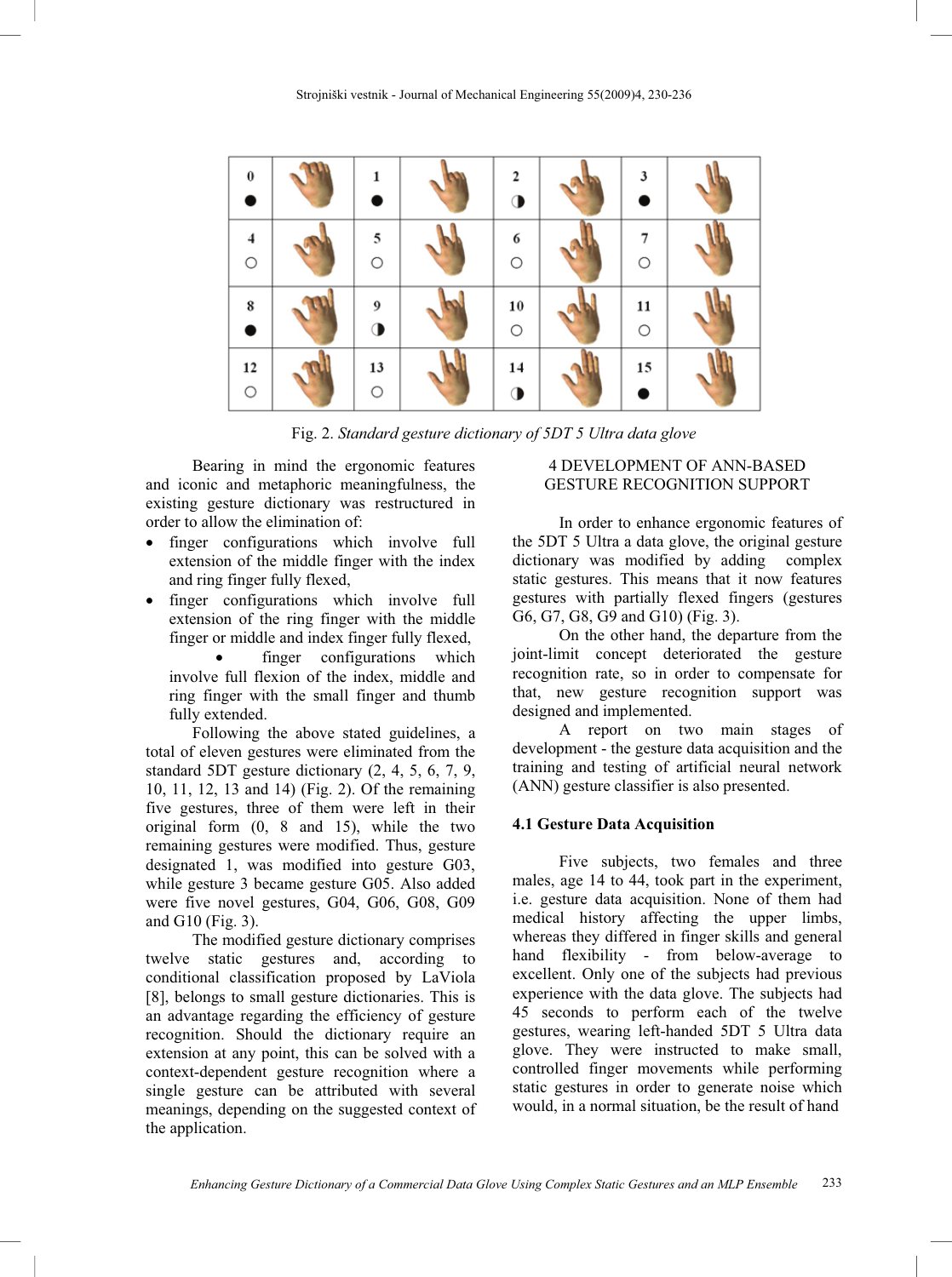| 0 ● | | 1 ● | | 2 ◑ | | 3 ● | |
|---|---|---|---|---|---|---|---|
| 4 ○ | | 5 ○ | | 6 ○ | | 7 ○ | |
| 8 ● | | 9 ◑ | | 10 ○ | | 11 ○ | |
| 12 ○ | | 13 ○ | | 14 ◑ | | 15 ● | |

Fig. 2. *Standard gesture dictionary of 5DT 5 Ultra data glove*

Bearing in mind the ergonomic features and iconic and metaphoric meaningfulness, the existing gesture dictionary was restructured in order to allow the elimination of:

- finger configurations which involve full extension of the middle finger with the index and ring finger fully flexed,
- finger configurations which involve full extension of the ring finger with the middle finger or middle and index finger fully flexed,
- finger configurations which involve full flexion of the index, middle and ring finger with the small finger and thumb fully extended.

Following the above stated guidelines, a total of eleven gestures were eliminated from the standard 5DT gesture dictionary (2, 4, 5, 6, 7, 9, 10, 11, 12, 13 and 14) (Fig. 2). Of the remaining five gestures, three of them were left in their original form (0, 8 and 15), while the two remaining gestures were modified. Thus, gesture designated 1, was modified into gesture G03, while gesture 3 became gesture G05. Also added were five novel gestures, G04, G06, G08, G09 and G10 (Fig. 3).

The modified gesture dictionary comprises twelve static gestures and, according to conditional classification proposed by LaViola [8], belongs to small gesture dictionaries. This is an advantage regarding the efficiency of gesture recognition. Should the dictionary require an extension at any point, this can be solved with a context-dependent gesture recognition where a single gesture can be attributed with several meanings, depending on the suggested context of the application.

## 4 DEVELOPMENT OF ANN-BASED GESTURE RECOGNITION SUPPORT

In order to enhance ergonomic features of the 5DT 5 Ultra a data glove, the original gesture dictionary was modified by adding complex static gestures. This means that it now features gestures with partially flexed fingers (gestures G6, G7, G8, G9 and G10) (Fig. 3).

On the other hand, the departure from the joint-limit concept deteriorated the gesture recognition rate, so in order to compensate for that, new gesture recognition support was designed and implemented.

A report on two main stages of development - the gesture data acquisition and the training and testing of artificial neural network (ANN) gesture classifier is also presented.

### 4.1 Gesture Data Acquisition

Five subjects, two females and three males, age 14 to 44, took part in the experiment, i.e. gesture data acquisition. None of them had medical history affecting the upper limbs, whereas they differed in finger skills and general hand flexibility - from below-average to excellent. Only one of the subjects had previous experience with the data glove. The subjects had 45 seconds to perform each of the twelve gestures, wearing left-handed 5DT 5 Ultra data glove. They were instructed to make small, controlled finger movements while performing static gestures in order to generate noise which would, in a normal situation, be the result of hand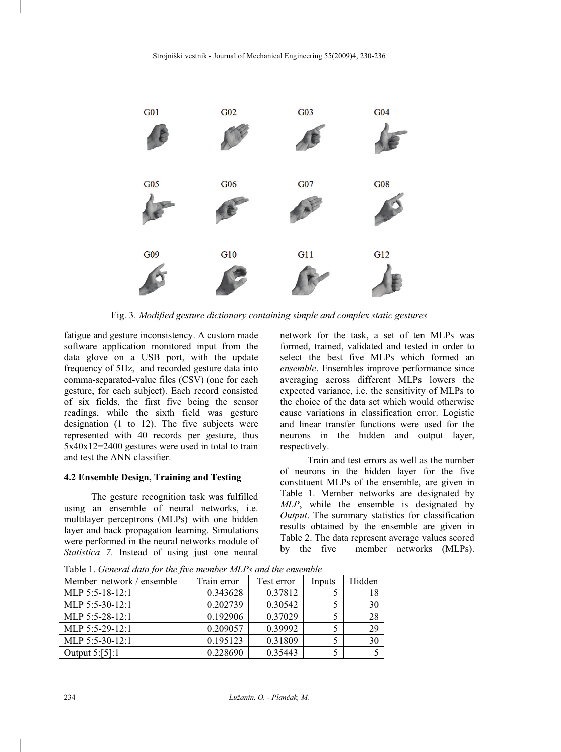G01 G02 G03 G04

G05 G06 G07 G08

G09 G10 G11 G12

Fig. 3. *Modified gesture dictionary containing simple and complex static gestures*

fatigue and gesture inconsistency. A custom made software application monitored input from the data glove on a USB port, with the update frequency of 5Hz, and recorded gesture data into comma-separated-value files (CSV) (one for each gesture, for each subject). Each record consisted of six fields, the first five being the sensor readings, while the sixth field was gesture designation (1 to 12). The five subjects were represented with 40 records per gesture, thus 5x40x12=2400 gestures were used in total to train and test the ANN classifier.

### 4.2 Ensemble Design, Training and Testing

The gesture recognition task was fulfilled using an ensemble of neural networks, i.e. multilayer perceptrons (MLPs) with one hidden layer and back propagation learning. Simulations were performed in the neural networks module of *Statistica 7*. Instead of using just one neural network for the task, a set of ten MLPs was formed, trained, validated and tested in order to select the best five MLPs which formed an *ensemble*. Ensembles improve performance since averaging across different MLPs lowers the expected variance, i.e. the sensitivity of MLPs to the choice of the data set which would otherwise cause variations in classification error. Logistic and linear transfer functions were used for the neurons in the hidden and output layer, respectively.

Train and test errors as well as the number of neurons in the hidden layer for the five constituent MLPs of the ensemble, are given in Table 1. Member networks are designated by *MLP*, while the ensemble is designated by *Output*. The summary statistics for classification results obtained by the ensemble are given in Table 2. The data represent average values scored by the five member networks (MLPs).

Table 1. *General data for the five member MLPs and the ensemble*

| Member network / ensemble | Train error | Test error | Inputs | Hidden |
|---|---|---|---|---|
| MLP 5:5-18-12:1 | 0.343628 | 0.37812 | 5 | 18 |
| MLP 5:5-30-12:1 | 0.202739 | 0.30542 | 5 | 30 |
| MLP 5:5-28-12:1 | 0.192906 | 0.37029 | 5 | 28 |
| MLP 5:5-29-12:1 | 0.209057 | 0.39992 | 5 | 29 |
| MLP 5:5-30-12:1 | 0.195123 | 0.31809 | 5 | 30 |
| Output 5:[5]:1 | 0.228690 | 0.35443 | 5 | 5 |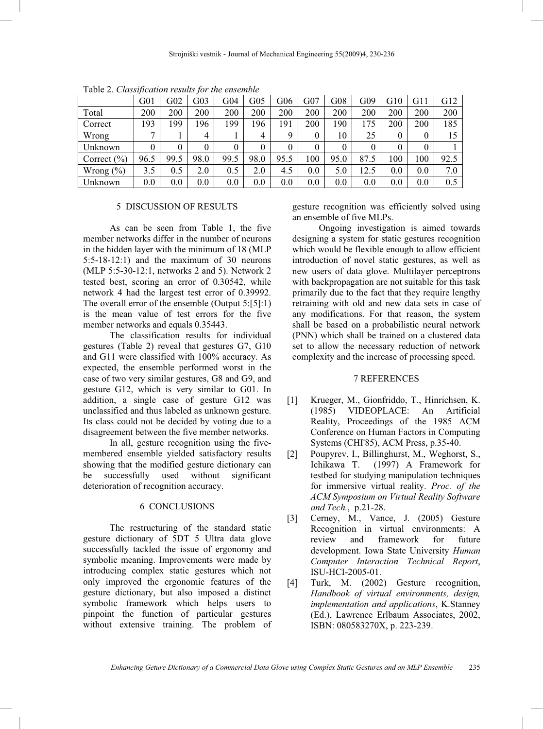Table 2. *Classification results for the ensemble*

| | G01 | G02 | G03 | G04 | G05 | G06 | G07 | G08 | G09 | G10 | G11 | G12 |
|---|---|---|---|---|---|---|---|---|---|---|---|---|
| Total | 200 | 200 | 200 | 200 | 200 | 200 | 200 | 200 | 200 | 200 | 200 | 200 |
| Correct | 193 | 199 | 196 | 199 | 196 | 191 | 200 | 190 | 175 | 200 | 200 | 185 |
| Wrong | 7 | 1 | 4 | 1 | 4 | 9 | 0 | 10 | 25 | 0 | 0 | 15 |
| Unknown | 0 | 0 | 0 | 0 | 0 | 0 | 0 | 0 | 0 | 0 | 0 | 1 |
| Correct (%) | 96.5 | 99.5 | 98.0 | 99.5 | 98.0 | 95.5 | 100 | 95.0 | 87.5 | 100 | 100 | 92.5 |
| Wrong (%) | 3.5 | 0.5 | 2.0 | 0.5 | 2.0 | 4.5 | 0.0 | 5.0 | 12.5 | 0.0 | 0.0 | 7.0 |
| Unknown | 0.0 | 0.0 | 0.0 | 0.0 | 0.0 | 0.0 | 0.0 | 0.0 | 0.0 | 0.0 | 0.0 | 0.5 |

## 5 DISCUSSION OF RESULTS

As can be seen from Table 1, the five member networks differ in the number of neurons in the hidden layer with the minimum of 18 (MLP 5:5-18-12:1) and the maximum of 30 neurons (MLP 5:5-30-12:1, networks 2 and 5). Network 2 tested best, scoring an error of 0.30542, while network 4 had the largest test error of 0.39992. The overall error of the ensemble (Output 5:[5]:1) is the mean value of test errors for the five member networks and equals 0.35443.

The classification results for individual gestures (Table 2) reveal that gestures G7, G10 and G11 were classified with 100% accuracy. As expected, the ensemble performed worst in the case of two very similar gestures, G8 and G9, and gesture G12, which is very similar to G01. In addition, a single case of gesture G12 was unclassified and thus labeled as unknown gesture. Its class could not be decided by voting due to a disagreement between the five member networks.

In all, gesture recognition using the five-membered ensemble yielded satisfactory results showing that the modified gesture dictionary can be successfully used without significant deterioration of recognition accuracy.

## 6 CONCLUSIONS

The restructuring of the standard static gesture dictionary of 5DT 5 Ultra data glove successfully tackled the issue of ergonomy and symbolic meaning. Improvements were made by introducing complex static gestures which not only improved the ergonomic features of the gesture dictionary, but also imposed a distinct symbolic framework which helps users to pinpoint the function of particular gestures without extensive training. The problem of gesture recognition was efficiently solved using an ensemble of five MLPs.

Ongoing investigation is aimed towards designing a system for static gestures recognition which would be flexible enough to allow efficient introduction of novel static gestures, as well as new users of data glove. Multilayer perceptrons with backpropagation are not suitable for this task primarily due to the fact that they require lengthy retraining with old and new data sets in case of any modifications. For that reason, the system shall be based on a probabilistic neural network (PNN) which shall be trained on a clustered data set to allow the necessary reduction of network complexity and the increase of processing speed.

## 7 REFERENCES

[1] Krueger, M., Gionfriddo, T., Hinrichsen, K. (1985) VIDEOPLACE: An Artificial Reality, Proceedings of the 1985 ACM Conference on Human Factors in Computing Systems (CHI'85), ACM Press, p.35-40.

[2] Poupyrev, I., Billinghurst, M., Weghorst, S., Ichikawa T. (1997) A Framework for testbed for studying manipulation techniques for immersive virtual reality. *Proc. of the ACM Symposium on Virtual Reality Software and Tech.*, p.21-28.

[3] Cerney, M., Vance, J. (2005) Gesture Recognition in virtual environments: A review and framework for future development. Iowa State University *Human Computer Interaction Technical Report*, ISU-HCI-2005-01.

[4] Turk, M. (2002) Gesture recognition, *Handbook of virtual environments, design, implementation and applications*, K.Stanney (Ed.), Lawrence Erlbaum Associates, 2002, ISBN: 080583270X, p. 223-239.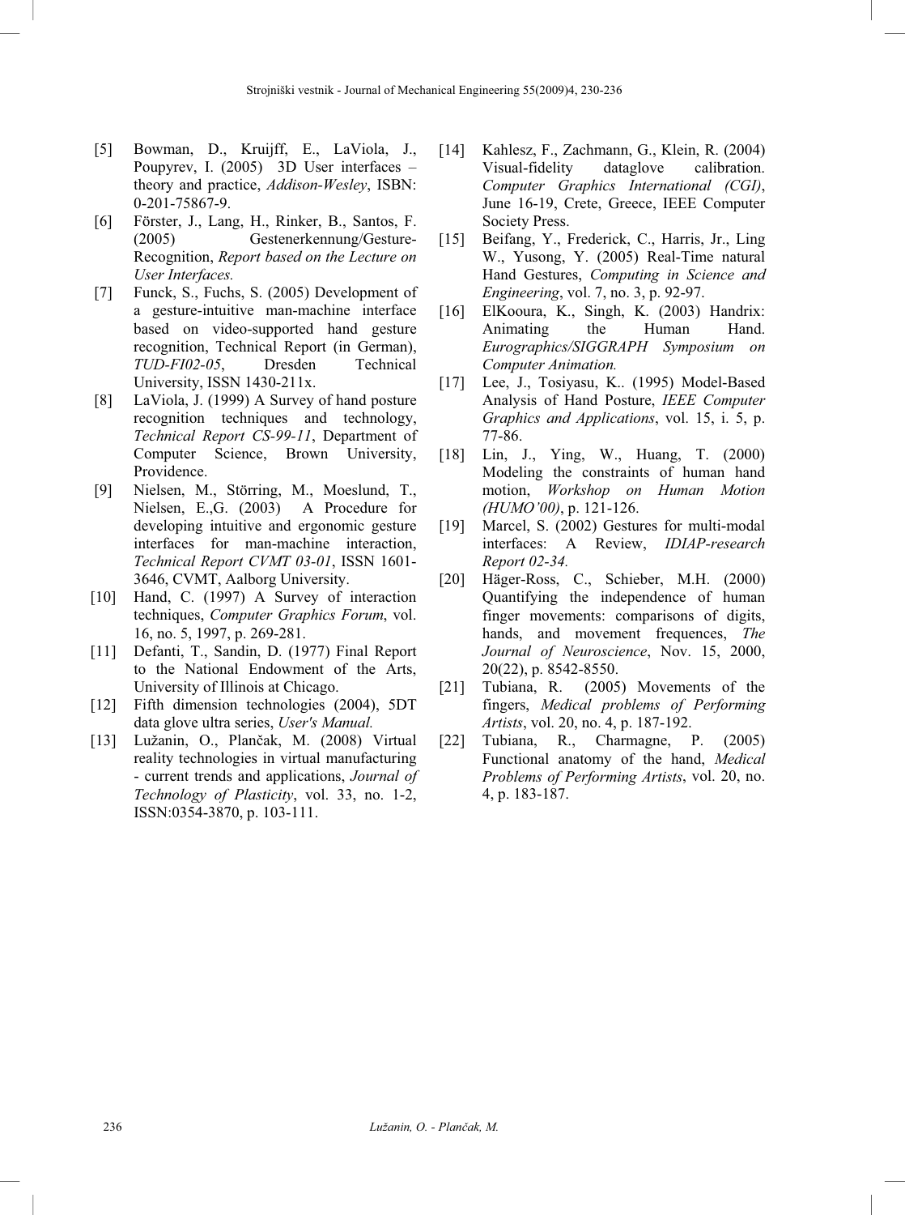[5] Bowman, D., Kruijff, E., LaViola, J., Poupyrev, I. (2005) 3D User interfaces – theory and practice, *Addison-Wesley*, ISBN: 0-201-75867-9.

[6] Förster, J., Lang, H., Rinker, B., Santos, F. (2005) Gestenerkennung/Gesture-Recognition, *Report based on the Lecture on User Interfaces.*

[7] Funck, S., Fuchs, S. (2005) Development of a gesture-intuitive man-machine interface based on video-supported hand gesture recognition, Technical Report (in German), *TUD-FI02-05*, Dresden Technical University, ISSN 1430-211x.

[8] LaViola, J. (1999) A Survey of hand posture recognition techniques and technology, *Technical Report CS-99-11*, Department of Computer Science, Brown University, Providence.

[9] Nielsen, M., Störring, M., Moeslund, T., Nielsen, E.,G. (2003) A Procedure for developing intuitive and ergonomic gesture interfaces for man-machine interaction, *Technical Report CVMT 03-01*, ISSN 1601-3646, CVMT, Aalborg University.

[10] Hand, C. (1997) A Survey of interaction techniques, *Computer Graphics Forum*, vol. 16, no. 5, 1997, p. 269-281.

[11] Defanti, T., Sandin, D. (1977) Final Report to the National Endowment of the Arts, University of Illinois at Chicago.

[12] Fifth dimension technologies (2004), 5DT data glove ultra series, *User's Manual.*

[13] Lužanin, O., Plančak, M. (2008) Virtual reality technologies in virtual manufacturing - current trends and applications, *Journal of Technology of Plasticity*, vol. 33, no. 1-2, ISSN:0354-3870, p. 103-111.

[14] Kahlesz, F., Zachmann, G., Klein, R. (2004) Visual-fidelity dataglove calibration. *Computer Graphics International (CGI)*, June 16-19, Crete, Greece, IEEE Computer Society Press.

[15] Beifang, Y., Frederick, C., Harris, Jr., Ling W., Yusong, Y. (2005) Real-Time natural Hand Gestures, *Computing in Science and Engineering*, vol. 7, no. 3, p. 92-97.

[16] ElKoura, K., Singh, K. (2003) Handrix: Animating the Human Hand. *Eurographics/SIGGRAPH Symposium on Computer Animation.*

[17] Lee, J., Tosiyasu, K.. (1995) Model-Based Analysis of Hand Posture, *IEEE Computer Graphics and Applications*, vol. 15, i. 5, p. 77-86.

[18] Lin, J., Ying, W., Huang, T. (2000) Modeling the constraints of human hand motion, *Workshop on Human Motion (HUMO'00)*, p. 121-126.

[19] Marcel, S. (2002) Gestures for multi-modal interfaces: A Review, *IDIAP-research Report 02-34.*

[20] Häger-Ross, C., Schieber, M.H. (2000) Quantifying the independence of human finger movements: comparisons of digits, hands, and movement frequences, *The Journal of Neuroscience*, Nov. 15, 2000, 20(22), p. 8542-8550.

[21] Tubiana, R. (2005) Movements of the fingers, *Medical problems of Performing Artists*, vol. 20, no. 4, p. 187-192.

[22] Tubiana, R., Charmagne, P. (2005) Functional anatomy of the hand, *Medical Problems of Performing Artists*, vol. 20, no. 4, p. 183-187.